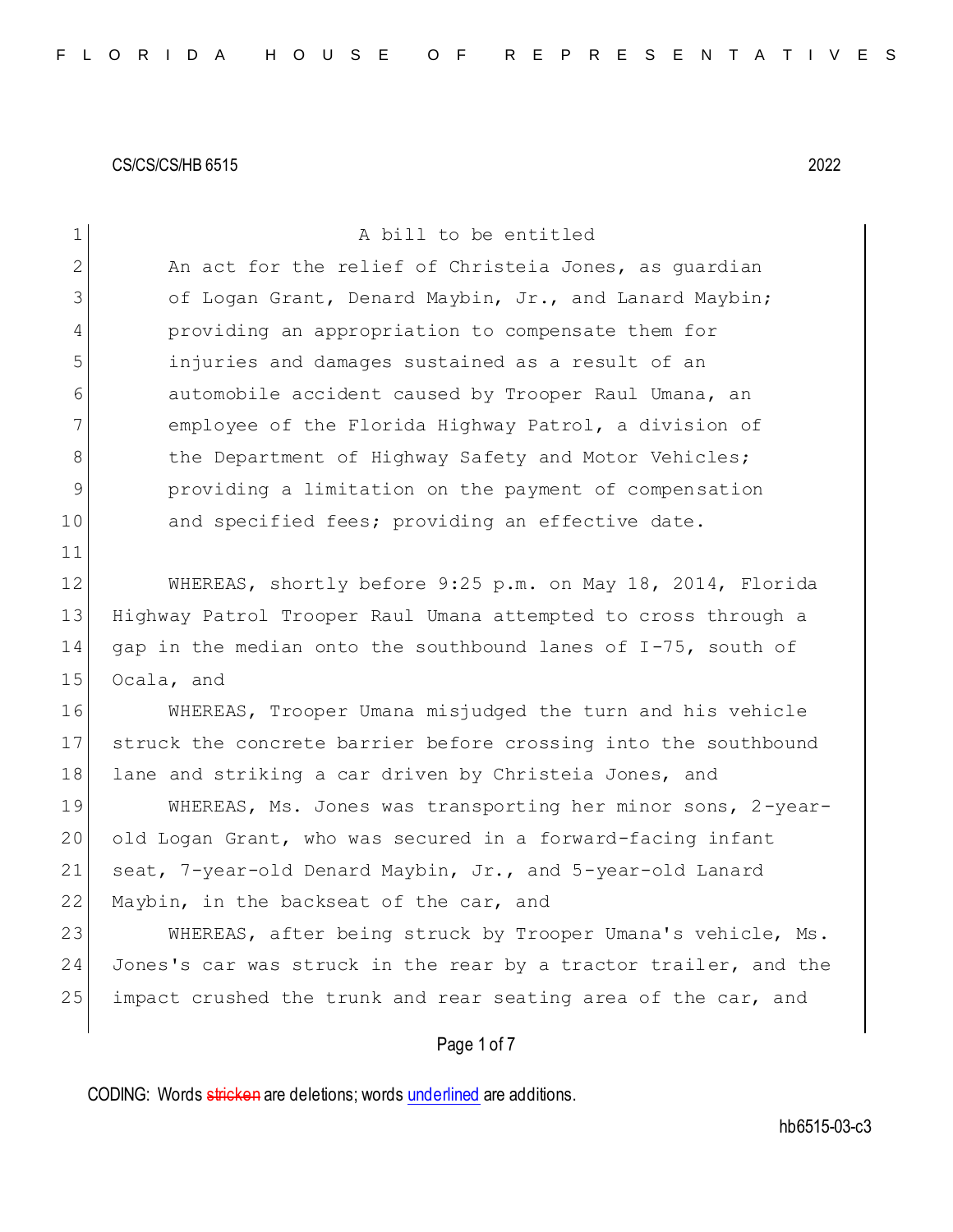CS/CS/CS/HB 6515 2022

A bill to be entitled

An act for the relief of Christeia Jones, as guardian of Logan Grant, Denard Maybin, Jr., and Lanard Maybin; providing an appropriation to compensate them for injuries and damages sustained as a result of an automobile accident caused by Trooper Raul Umana, an employee of the Florida Highway Patrol, a division of the Department of Highway Safety and Motor Vehicles; providing a limitation on the payment of compensation and specified fees; providing an effective date.

WHEREAS, shortly before 9:25 p.m. on May 18, 2014, Florida Highway Patrol Trooper Raul Umana attempted to cross through a gap in the median onto the southbound lanes of I-75, south of Ocala, and

WHEREAS, Trooper Umana misjudged the turn and his vehicle struck the concrete barrier before crossing into the southbound lane and striking a car driven by Christeia Jones, and

WHEREAS, Ms. Jones was transporting her minor sons, 2-year-old Logan Grant, who was secured in a forward-facing infant seat, 7-year-old Denard Maybin, Jr., and 5-year-old Lanard Maybin, in the backseat of the car, and

WHEREAS, after being struck by Trooper Umana's vehicle, Ms. Jones's car was struck in the rear by a tractor trailer, and the impact crushed the trunk and rear seating area of the car, and

CODING: Words stricken are deletions; words underlined are additions.

hb6515-03-c3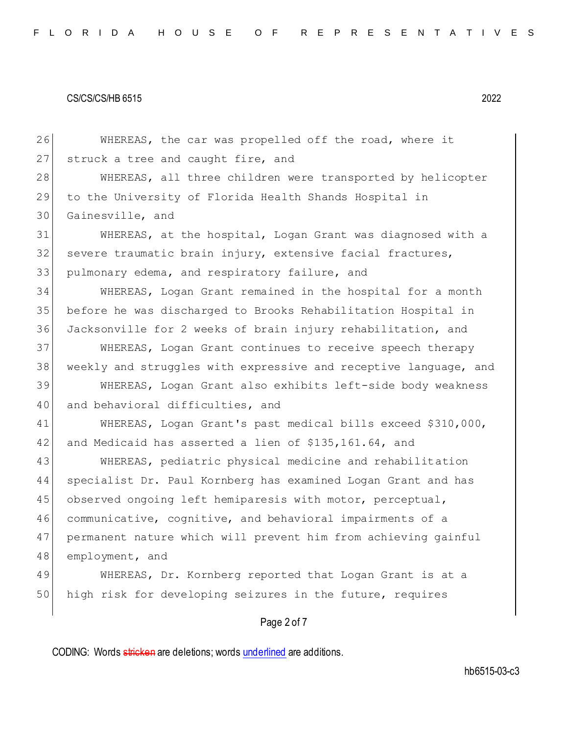WHEREAS, the car was propelled off the road, where it struck a tree and caught fire, and

WHEREAS, all three children were transported by helicopter to the University of Florida Health Shands Hospital in Gainesville, and

WHEREAS, at the hospital, Logan Grant was diagnosed with a severe traumatic brain injury, extensive facial fractures, pulmonary edema, and respiratory failure, and

WHEREAS, Logan Grant remained in the hospital for a month before he was discharged to Brooks Rehabilitation Hospital in Jacksonville for 2 weeks of brain injury rehabilitation, and

WHEREAS, Logan Grant continues to receive speech therapy weekly and struggles with expressive and receptive language, and

WHEREAS, Logan Grant also exhibits left-side body weakness and behavioral difficulties, and

WHEREAS, Logan Grant's past medical bills exceed $310,000, and Medicaid has asserted a lien of $135,161.64, and

WHEREAS, pediatric physical medicine and rehabilitation specialist Dr. Paul Kornberg has examined Logan Grant and has observed ongoing left hemiparesis with motor, perceptual, communicative, cognitive, and behavioral impairments of a permanent nature which will prevent him from achieving gainful employment, and

WHEREAS, Dr. Kornberg reported that Logan Grant is at a high risk for developing seizures in the future, requires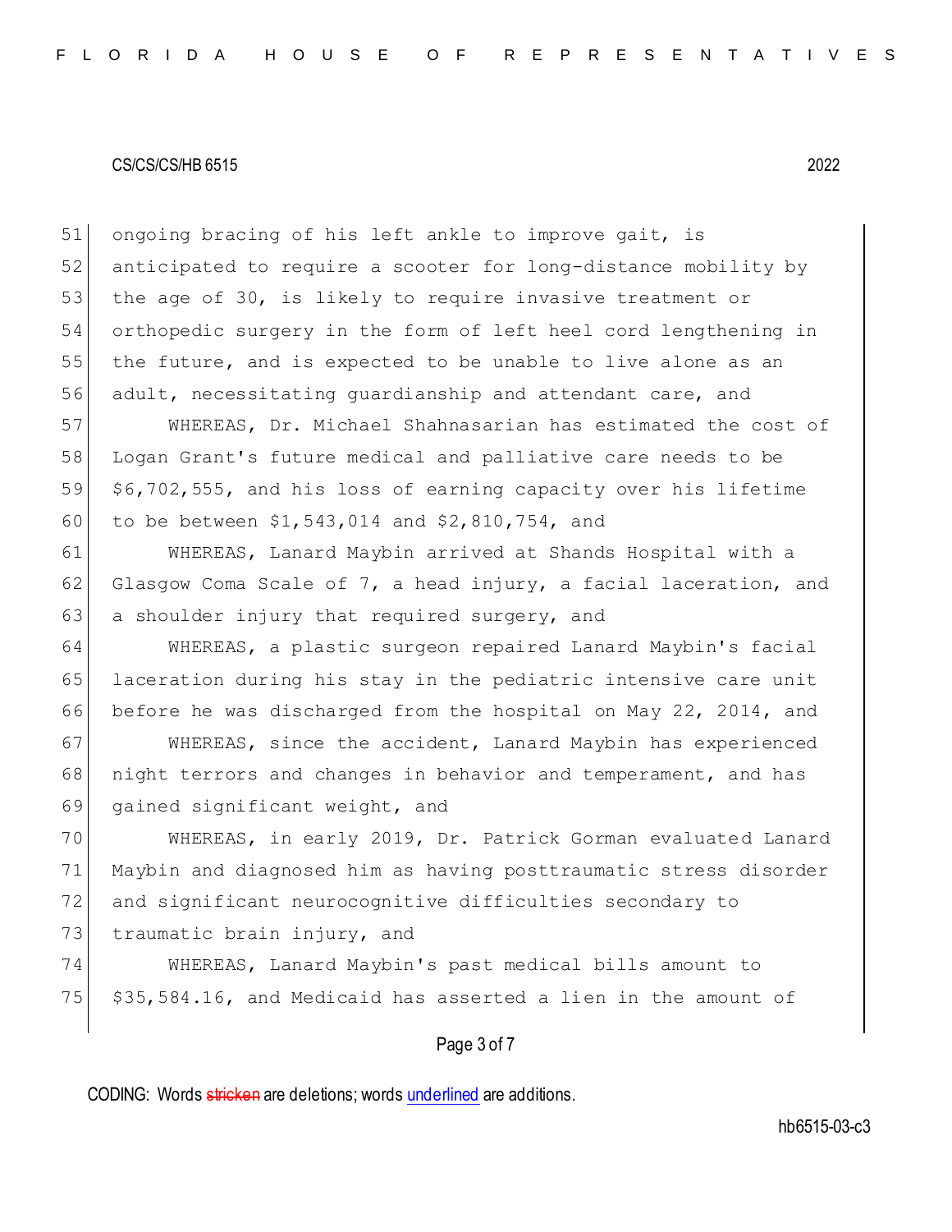ongoing bracing of his left ankle to improve gait, is anticipated to require a scooter for long-distance mobility by the age of 30, is likely to require invasive treatment or orthopedic surgery in the form of left heel cord lengthening in the future, and is expected to be unable to live alone as an adult, necessitating guardianship and attendant care, and

WHEREAS, Dr. Michael Shahnasarian has estimated the cost of Logan Grant's future medical and palliative care needs to be $6,702,555, and his loss of earning capacity over his lifetime to be between $1,543,014 and $2,810,754, and

WHEREAS, Lanard Maybin arrived at Shands Hospital with a Glasgow Coma Scale of 7, a head injury, a facial laceration, and a shoulder injury that required surgery, and

WHEREAS, a plastic surgeon repaired Lanard Maybin's facial laceration during his stay in the pediatric intensive care unit before he was discharged from the hospital on May 22, 2014, and

WHEREAS, since the accident, Lanard Maybin has experienced night terrors and changes in behavior and temperament, and has gained significant weight, and

WHEREAS, in early 2019, Dr. Patrick Gorman evaluated Lanard Maybin and diagnosed him as having posttraumatic stress disorder and significant neurocognitive difficulties secondary to traumatic brain injury, and

WHEREAS, Lanard Maybin's past medical bills amount to $35,584.16, and Medicaid has asserted a lien in the amount of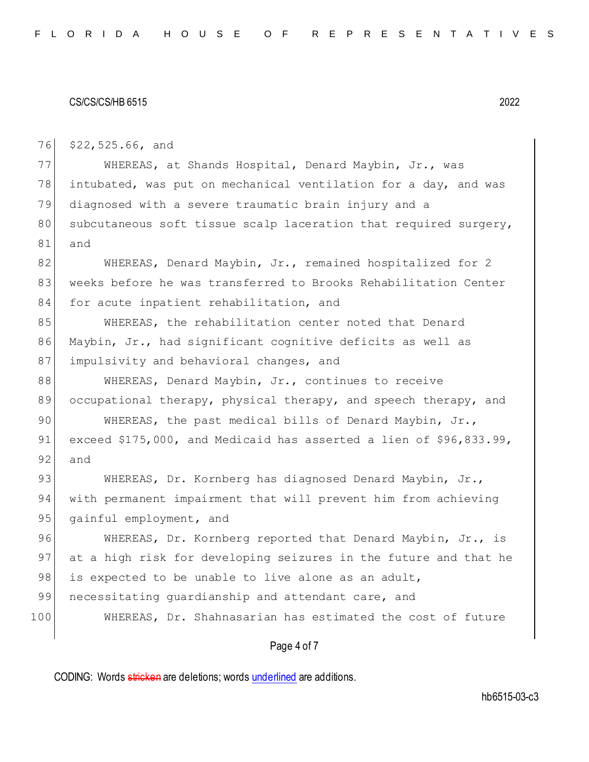$22,525.66, and

WHEREAS, at Shands Hospital, Denard Maybin, Jr., was intubated, was put on mechanical ventilation for a day, and was diagnosed with a severe traumatic brain injury and a subcutaneous soft tissue scalp laceration that required surgery, and

WHEREAS, Denard Maybin, Jr., remained hospitalized for 2 weeks before he was transferred to Brooks Rehabilitation Center for acute inpatient rehabilitation, and

WHEREAS, the rehabilitation center noted that Denard Maybin, Jr., had significant cognitive deficits as well as impulsivity and behavioral changes, and

WHEREAS, Denard Maybin, Jr., continues to receive occupational therapy, physical therapy, and speech therapy, and

WHEREAS, the past medical bills of Denard Maybin, Jr., exceed $175,000, and Medicaid has asserted a lien of $96,833.99, and

WHEREAS, Dr. Kornberg has diagnosed Denard Maybin, Jr., with permanent impairment that will prevent him from achieving gainful employment, and

WHEREAS, Dr. Kornberg reported that Denard Maybin, Jr., is at a high risk for developing seizures in the future and that he is expected to be unable to live alone as an adult, necessitating guardianship and attendant care, and

WHEREAS, Dr. Shahnasarian has estimated the cost of future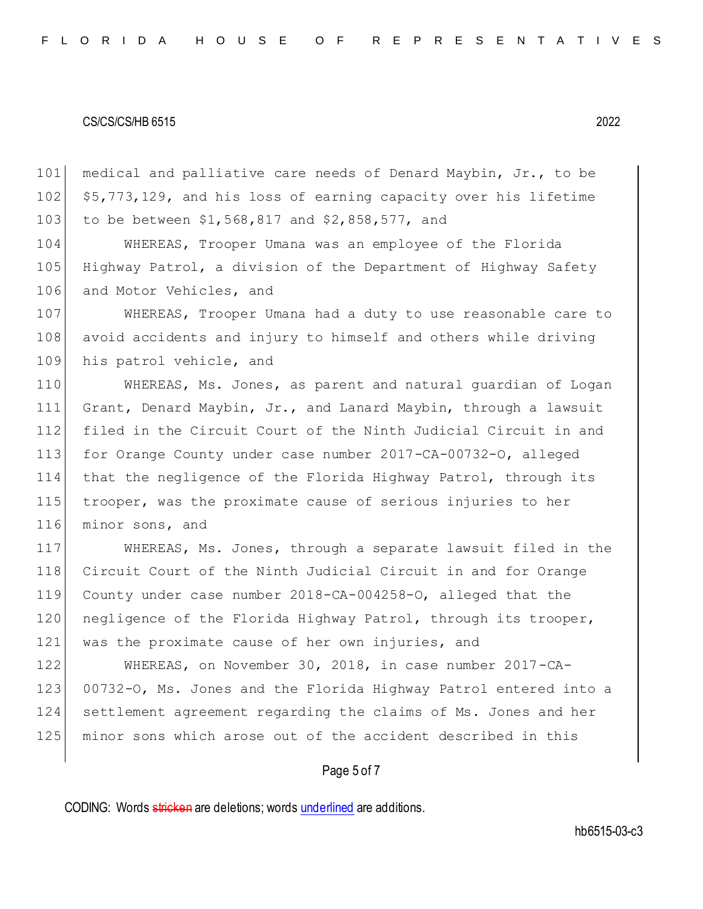medical and palliative care needs of Denard Maybin, Jr., to be $5,773,129, and his loss of earning capacity over his lifetime to be between $1,568,817 and $2,858,577, and

WHEREAS, Trooper Umana was an employee of the Florida Highway Patrol, a division of the Department of Highway Safety and Motor Vehicles, and

WHEREAS, Trooper Umana had a duty to use reasonable care to avoid accidents and injury to himself and others while driving his patrol vehicle, and

WHEREAS, Ms. Jones, as parent and natural guardian of Logan Grant, Denard Maybin, Jr., and Lanard Maybin, through a lawsuit filed in the Circuit Court of the Ninth Judicial Circuit in and for Orange County under case number 2017-CA-00732-O, alleged that the negligence of the Florida Highway Patrol, through its trooper, was the proximate cause of serious injuries to her minor sons, and

WHEREAS, Ms. Jones, through a separate lawsuit filed in the Circuit Court of the Ninth Judicial Circuit in and for Orange County under case number 2018-CA-004258-O, alleged that the negligence of the Florida Highway Patrol, through its trooper, was the proximate cause of her own injuries, and

WHEREAS, on November 30, 2018, in case number 2017-CA-00732-O, Ms. Jones and the Florida Highway Patrol entered into a settlement agreement regarding the claims of Ms. Jones and her minor sons which arose out of the accident described in this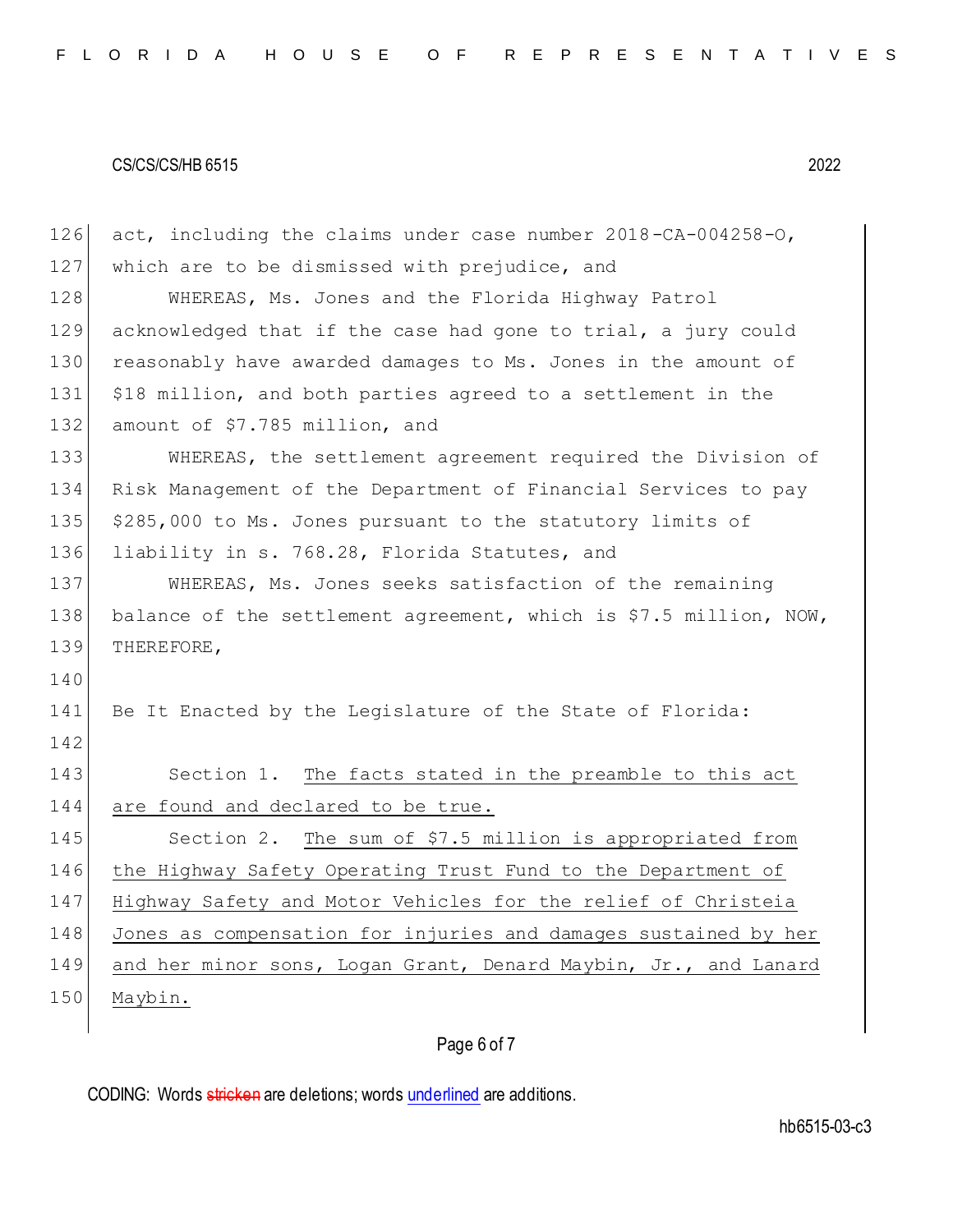act, including the claims under case number 2018-CA-004258-O, which are to be dismissed with prejudice, and

WHEREAS, Ms. Jones and the Florida Highway Patrol acknowledged that if the case had gone to trial, a jury could reasonably have awarded damages to Ms. Jones in the amount of $18 million, and both parties agreed to a settlement in the amount of $7.785 million, and

WHEREAS, the settlement agreement required the Division of Risk Management of the Department of Financial Services to pay $285,000 to Ms. Jones pursuant to the statutory limits of liability in s. 768.28, Florida Statutes, and

WHEREAS, Ms. Jones seeks satisfaction of the remaining balance of the settlement agreement, which is $7.5 million, NOW, THEREFORE,

Be It Enacted by the Legislature of the State of Florida:

Section 1. The facts stated in the preamble to this act are found and declared to be true.

Section 2. The sum of $7.5 million is appropriated from the Highway Safety Operating Trust Fund to the Department of Highway Safety and Motor Vehicles for the relief of Christeia Jones as compensation for injuries and damages sustained by her and her minor sons, Logan Grant, Denard Maybin, Jr., and Lanard Maybin.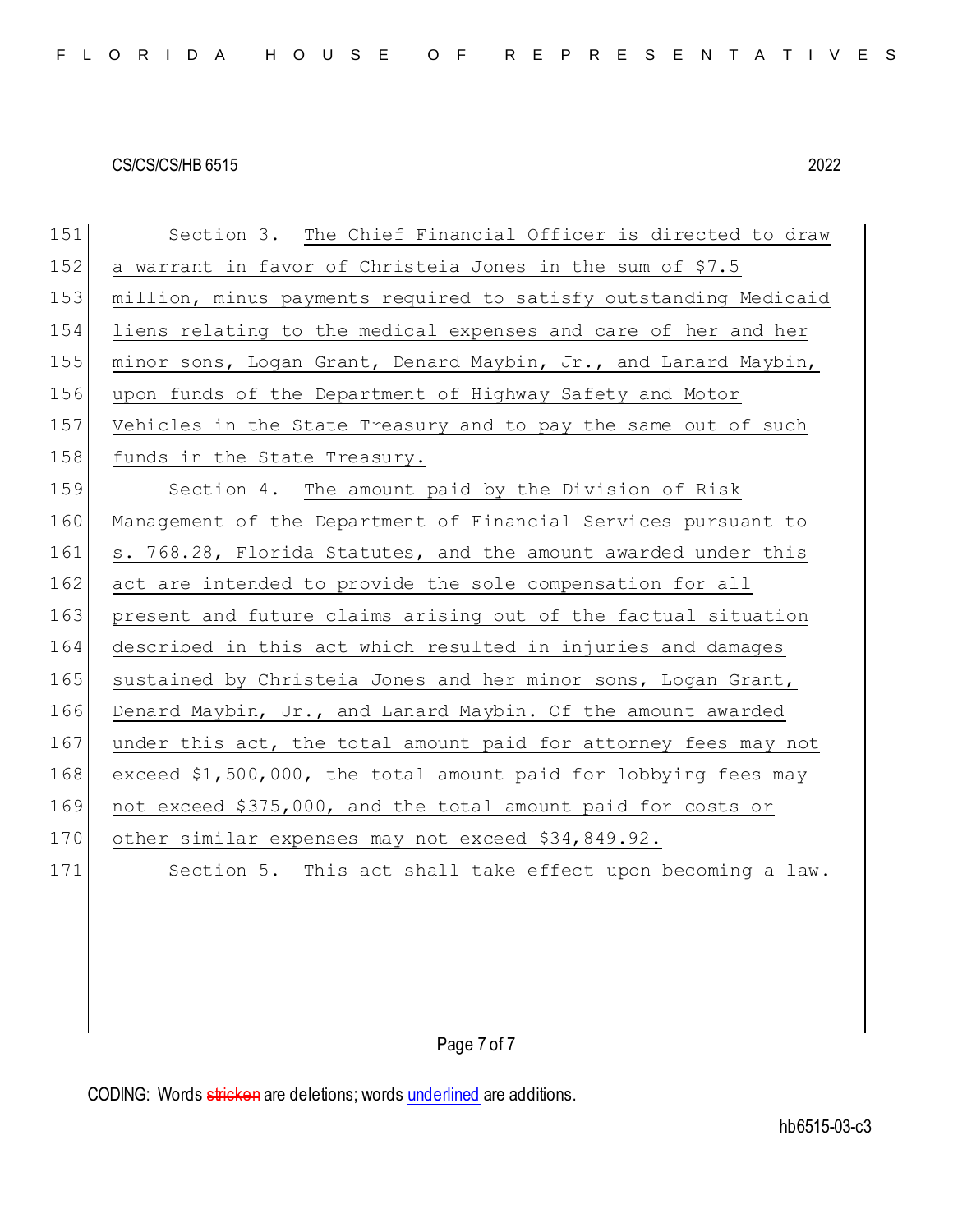Section 3. The Chief Financial Officer is directed to draw a warrant in favor of Christeia Jones in the sum of $7.5 million, minus payments required to satisfy outstanding Medicaid liens relating to the medical expenses and care of her and her minor sons, Logan Grant, Denard Maybin, Jr., and Lanard Maybin, upon funds of the Department of Highway Safety and Motor Vehicles in the State Treasury and to pay the same out of such funds in the State Treasury.

Section 4. The amount paid by the Division of Risk Management of the Department of Financial Services pursuant to s. 768.28, Florida Statutes, and the amount awarded under this act are intended to provide the sole compensation for all present and future claims arising out of the factual situation described in this act which resulted in injuries and damages sustained by Christeia Jones and her minor sons, Logan Grant, Denard Maybin, Jr., and Lanard Maybin. Of the amount awarded under this act, the total amount paid for attorney fees may not exceed $1,500,000, the total amount paid for lobbying fees may not exceed $375,000, and the total amount paid for costs or other similar expenses may not exceed $34,849.92.

Section 5. This act shall take effect upon becoming a law.